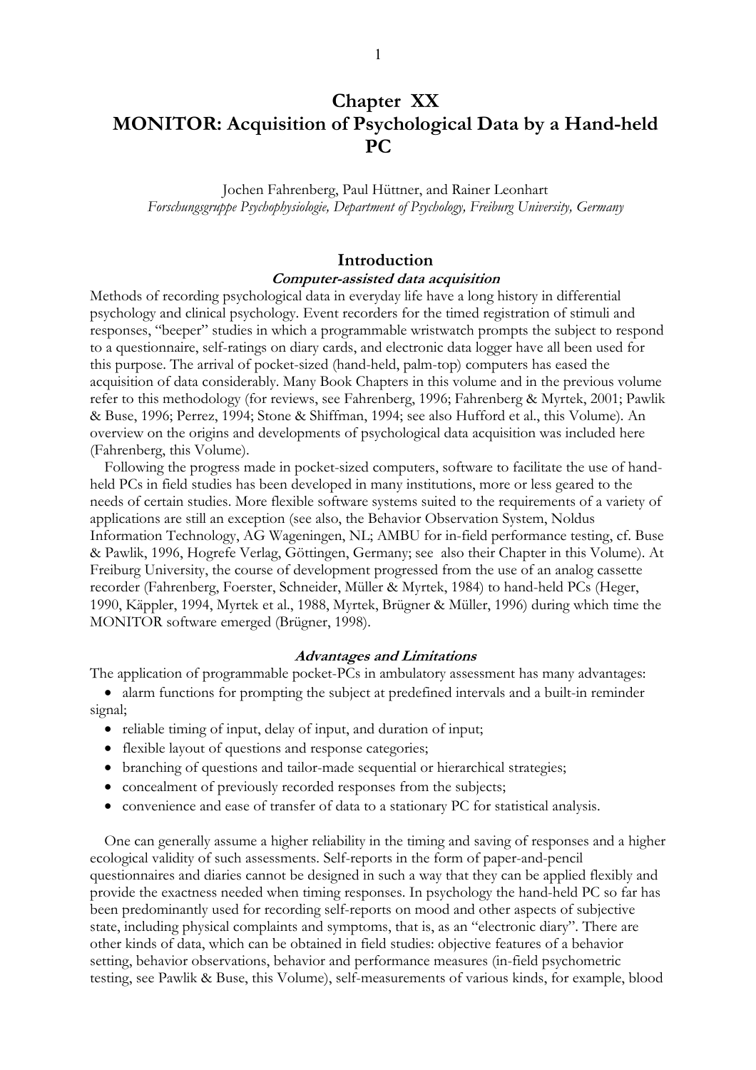# Chapter XX
# MONITOR: Acquisition of Psychological Data by a Hand-held PC

Jochen Fahrenberg, Paul Hüttner, and Rainer Leonhart

*Forschungsgruppe Psychophysiologie, Department of Psychology, Freiburg University, Germany*

## Introduction

### *Computer-assisted data acquisition*

Methods of recording psychological data in everyday life have a long history in differential psychology and clinical psychology. Event recorders for the timed registration of stimuli and responses, "beeper" studies in which a programmable wristwatch prompts the subject to respond to a questionnaire, self-ratings on diary cards, and electronic data logger have all been used for this purpose. The arrival of pocket-sized (hand-held, palm-top) computers has eased the acquisition of data considerably. Many Book Chapters in this volume and in the previous volume refer to this methodology (for reviews, see Fahrenberg, 1996; Fahrenberg & Myrtek, 2001; Pawlik & Buse, 1996; Perrez, 1994; Stone & Shiffman, 1994; see also Hufford et al., this Volume). An overview on the origins and developments of psychological data acquisition was included here (Fahrenberg, this Volume).

Following the progress made in pocket-sized computers, software to facilitate the use of hand-held PCs in field studies has been developed in many institutions, more or less geared to the needs of certain studies. More flexible software systems suited to the requirements of a variety of applications are still an exception (see also, the Behavior Observation System, Noldus Information Technology, AG Wageningen, NL; AMBU for in-field performance testing, cf. Buse & Pawlik, 1996, Hogrefe Verlag, Göttingen, Germany; see also their Chapter in this Volume). At Freiburg University, the course of development progressed from the use of an analog cassette recorder (Fahrenberg, Foerster, Schneider, Müller & Myrtek, 1984) to hand-held PCs (Heger, 1990, Käppler, 1994, Myrtek et al., 1988, Myrtek, Brügner & Müller, 1996) during which time the MONITOR software emerged (Brügner, 1998).

### *Advantages and Limitations*

The application of programmable pocket-PCs in ambulatory assessment has many advantages:

- alarm functions for prompting the subject at predefined intervals and a built-in reminder signal;
- reliable timing of input, delay of input, and duration of input;
- flexible layout of questions and response categories;
- branching of questions and tailor-made sequential or hierarchical strategies;
- concealment of previously recorded responses from the subjects;
- convenience and ease of transfer of data to a stationary PC for statistical analysis.

One can generally assume a higher reliability in the timing and saving of responses and a higher ecological validity of such assessments. Self-reports in the form of paper-and-pencil questionnaires and diaries cannot be designed in such a way that they can be applied flexibly and provide the exactness needed when timing responses. In psychology the hand-held PC so far has been predominantly used for recording self-reports on mood and other aspects of subjective state, including physical complaints and symptoms, that is, as an "electronic diary". There are other kinds of data, which can be obtained in field studies: objective features of a behavior setting, behavior observations, behavior and performance measures (in-field psychometric testing, see Pawlik & Buse, this Volume), self-measurements of various kinds, for example, blood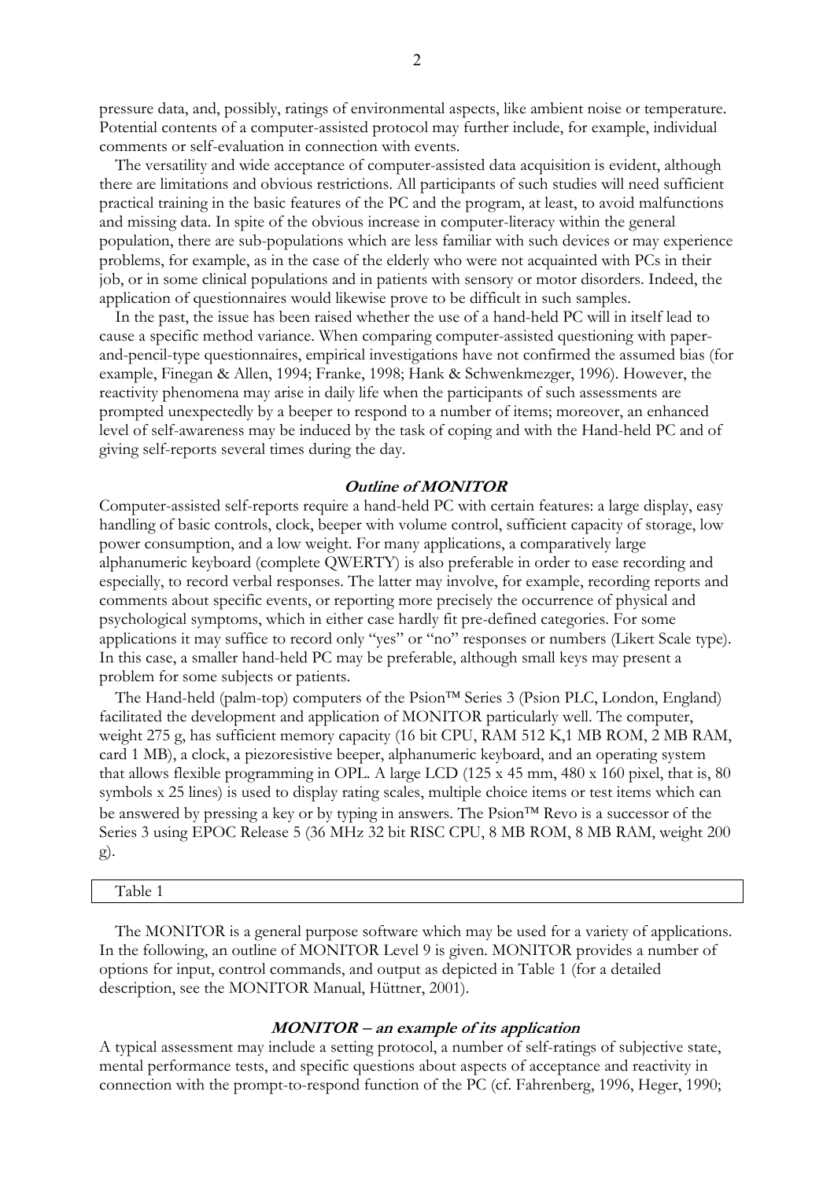pressure data, and, possibly, ratings of environmental aspects, like ambient noise or temperature. Potential contents of a computer-assisted protocol may further include, for example, individual comments or self-evaluation in connection with events.

The versatility and wide acceptance of computer-assisted data acquisition is evident, although there are limitations and obvious restrictions. All participants of such studies will need sufficient practical training in the basic features of the PC and the program, at least, to avoid malfunctions and missing data. In spite of the obvious increase in computer-literacy within the general population, there are sub-populations which are less familiar with such devices or may experience problems, for example, as in the case of the elderly who were not acquainted with PCs in their job, or in some clinical populations and in patients with sensory or motor disorders. Indeed, the application of questionnaires would likewise prove to be difficult in such samples.

In the past, the issue has been raised whether the use of a hand-held PC will in itself lead to cause a specific method variance. When comparing computer-assisted questioning with paper-and-pencil-type questionnaires, empirical investigations have not confirmed the assumed bias (for example, Finegan & Allen, 1994; Franke, 1998; Hank & Schwenkmezger, 1996). However, the reactivity phenomena may arise in daily life when the participants of such assessments are prompted unexpectedly by a beeper to respond to a number of items; moreover, an enhanced level of self-awareness may be induced by the task of coping and with the Hand-held PC and of giving self-reports several times during the day.

## *Outline of MONITOR*

Computer-assisted self-reports require a hand-held PC with certain features: a large display, easy handling of basic controls, clock, beeper with volume control, sufficient capacity of storage, low power consumption, and a low weight. For many applications, a comparatively large alphanumeric keyboard (complete QWERTY) is also preferable in order to ease recording and especially, to record verbal responses. The latter may involve, for example, recording reports and comments about specific events, or reporting more precisely the occurrence of physical and psychological symptoms, which in either case hardly fit pre-defined categories. For some applications it may suffice to record only "yes" or "no" responses or numbers (Likert Scale type). In this case, a smaller hand-held PC may be preferable, although small keys may present a problem for some subjects or patients.

The Hand-held (palm-top) computers of the Psion™ Series 3 (Psion PLC, London, England) facilitated the development and application of MONITOR particularly well. The computer, weight 275 g, has sufficient memory capacity (16 bit CPU, RAM 512 K,1 MB ROM, 2 MB RAM, card 1 MB), a clock, a piezoresistive beeper, alphanumeric keyboard, and an operating system that allows flexible programming in OPL. A large LCD (125 x 45 mm, 480 x 160 pixel, that is, 80 symbols x 25 lines) is used to display rating scales, multiple choice items or test items which can be answered by pressing a key or by typing in answers. The Psion™ Revo is a successor of the Series 3 using EPOC Release 5 (36 MHz 32 bit RISC CPU, 8 MB ROM, 8 MB RAM, weight 200 g).

| Table 1 |
|---|

The MONITOR is a general purpose software which may be used for a variety of applications. In the following, an outline of MONITOR Level 9 is given. MONITOR provides a number of options for input, control commands, and output as depicted in Table 1 (for a detailed description, see the MONITOR Manual, Hüttner, 2001).

## *MONITOR – an example of its application*

A typical assessment may include a setting protocol, a number of self-ratings of subjective state, mental performance tests, and specific questions about aspects of acceptance and reactivity in connection with the prompt-to-respond function of the PC (cf. Fahrenberg, 1996, Heger, 1990;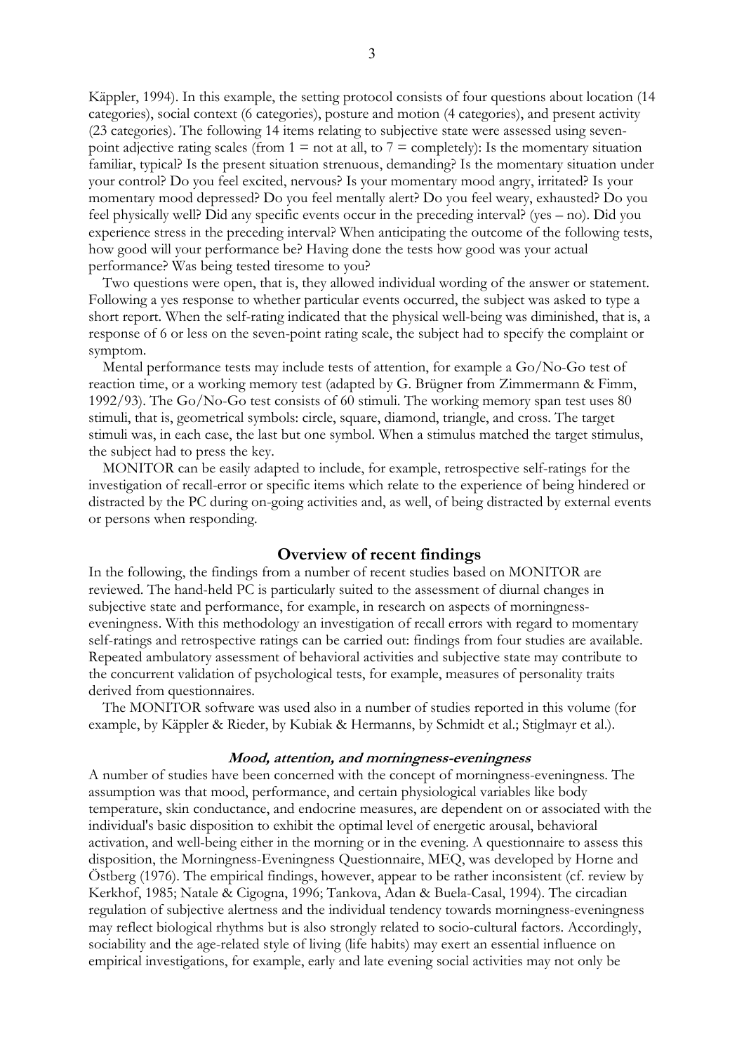Käppler, 1994). In this example, the setting protocol consists of four questions about location (14 categories), social context (6 categories), posture and motion (4 categories), and present activity (23 categories). The following 14 items relating to subjective state were assessed using seven-point adjective rating scales (from 1 = not at all, to 7 = completely): Is the momentary situation familiar, typical? Is the present situation strenuous, demanding? Is the momentary situation under your control? Do you feel excited, nervous? Is your momentary mood angry, irritated? Is your momentary mood depressed? Do you feel mentally alert? Do you feel weary, exhausted? Do you feel physically well? Did any specific events occur in the preceding interval? (yes – no). Did you experience stress in the preceding interval? When anticipating the outcome of the following tests, how good will your performance be? Having done the tests how good was your actual performance? Was being tested tiresome to you?

Two questions were open, that is, they allowed individual wording of the answer or statement. Following a yes response to whether particular events occurred, the subject was asked to type a short report. When the self-rating indicated that the physical well-being was diminished, that is, a response of 6 or less on the seven-point rating scale, the subject had to specify the complaint or symptom.

Mental performance tests may include tests of attention, for example a Go/No-Go test of reaction time, or a working memory test (adapted by G. Brügner from Zimmermann & Fimm, 1992/93). The Go/No-Go test consists of 60 stimuli. The working memory span test uses 80 stimuli, that is, geometrical symbols: circle, square, diamond, triangle, and cross. The target stimuli was, in each case, the last but one symbol. When a stimulus matched the target stimulus, the subject had to press the key.

MONITOR can be easily adapted to include, for example, retrospective self-ratings for the investigation of recall-error or specific items which relate to the experience of being hindered or distracted by the PC during on-going activities and, as well, of being distracted by external events or persons when responding.

## Overview of recent findings

In the following, the findings from a number of recent studies based on MONITOR are reviewed. The hand-held PC is particularly suited to the assessment of diurnal changes in subjective state and performance, for example, in research on aspects of morningness-eveningness. With this methodology an investigation of recall errors with regard to momentary self-ratings and retrospective ratings can be carried out: findings from four studies are available. Repeated ambulatory assessment of behavioral activities and subjective state may contribute to the concurrent validation of psychological tests, for example, measures of personality traits derived from questionnaires.

The MONITOR software was used also in a number of studies reported in this volume (for example, by Käppler & Rieder, by Kubiak & Hermanns, by Schmidt et al.; Stiglmayr et al.).

### *Mood, attention, and morningness-eveningness*

A number of studies have been concerned with the concept of morningness-eveningness. The assumption was that mood, performance, and certain physiological variables like body temperature, skin conductance, and endocrine measures, are dependent on or associated with the individual's basic disposition to exhibit the optimal level of energetic arousal, behavioral activation, and well-being either in the morning or in the evening. A questionnaire to assess this disposition, the Morningness-Eveningness Questionnaire, MEQ, was developed by Horne and Östberg (1976). The empirical findings, however, appear to be rather inconsistent (cf. review by Kerkhof, 1985; Natale & Cigogna, 1996; Tankova, Adan & Buela-Casal, 1994). The circadian regulation of subjective alertness and the individual tendency towards morningness-eveningness may reflect biological rhythms but is also strongly related to socio-cultural factors. Accordingly, sociability and the age-related style of living (life habits) may exert an essential influence on empirical investigations, for example, early and late evening social activities may not only be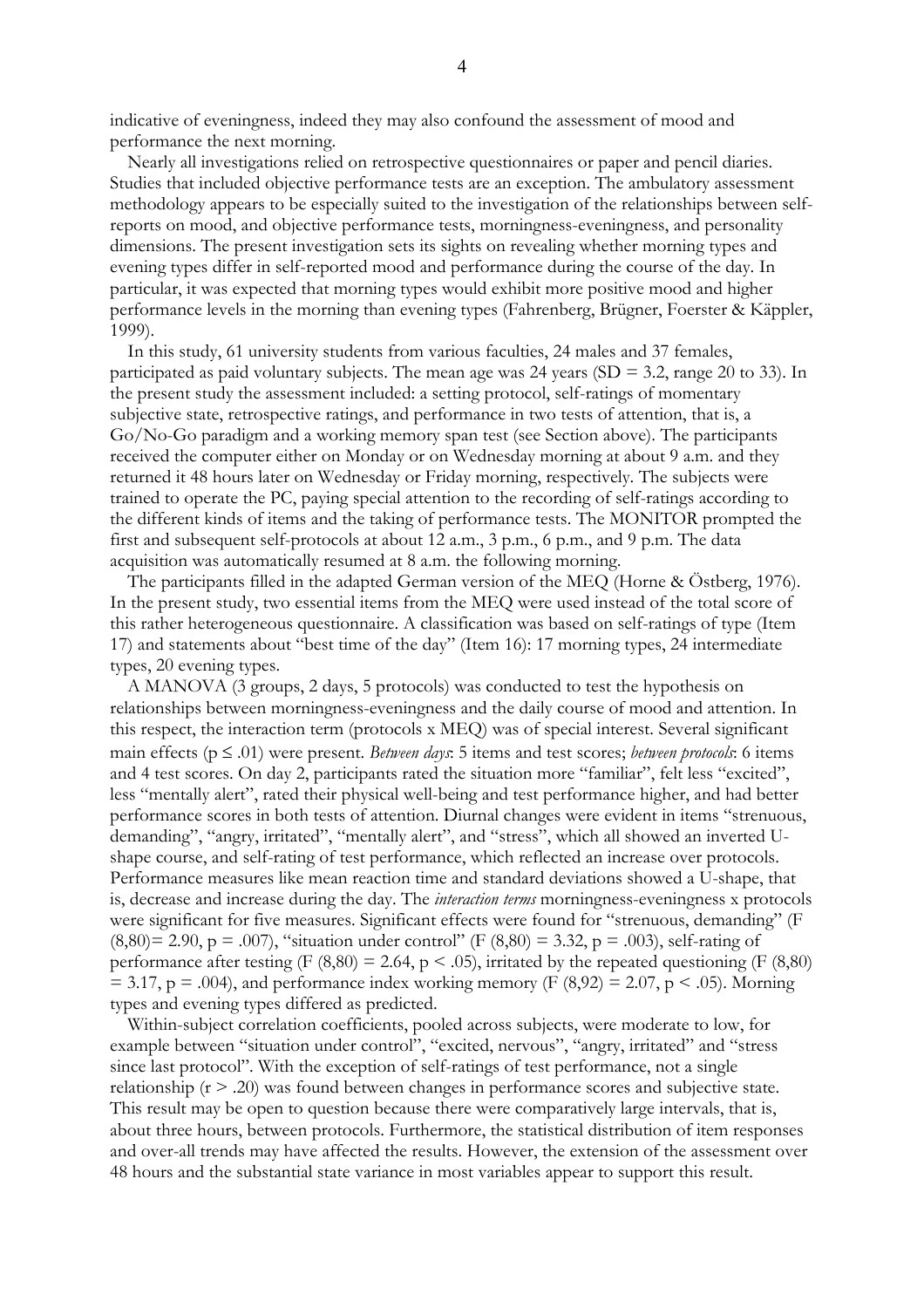indicative of eveningness, indeed they may also confound the assessment of mood and performance the next morning.

Nearly all investigations relied on retrospective questionnaires or paper and pencil diaries. Studies that included objective performance tests are an exception. The ambulatory assessment methodology appears to be especially suited to the investigation of the relationships between self-reports on mood, and objective performance tests, morningness-eveningness, and personality dimensions. The present investigation sets its sights on revealing whether morning types and evening types differ in self-reported mood and performance during the course of the day. In particular, it was expected that morning types would exhibit more positive mood and higher performance levels in the morning than evening types (Fahrenberg, Brügner, Foerster & Käppler, 1999).

In this study, 61 university students from various faculties, 24 males and 37 females, participated as paid voluntary subjects. The mean age was 24 years (SD = 3.2, range 20 to 33). In the present study the assessment included: a setting protocol, self-ratings of momentary subjective state, retrospective ratings, and performance in two tests of attention, that is, a Go/No-Go paradigm and a working memory span test (see Section above). The participants received the computer either on Monday or on Wednesday morning at about 9 a.m. and they returned it 48 hours later on Wednesday or Friday morning, respectively. The subjects were trained to operate the PC, paying special attention to the recording of self-ratings according to the different kinds of items and the taking of performance tests. The MONITOR prompted the first and subsequent self-protocols at about 12 a.m., 3 p.m., 6 p.m., and 9 p.m. The data acquisition was automatically resumed at 8 a.m. the following morning.

The participants filled in the adapted German version of the MEQ (Horne & Östberg, 1976). In the present study, two essential items from the MEQ were used instead of the total score of this rather heterogeneous questionnaire. A classification was based on self-ratings of type (Item 17) and statements about "best time of the day" (Item 16): 17 morning types, 24 intermediate types, 20 evening types.

A MANOVA (3 groups, 2 days, 5 protocols) was conducted to test the hypothesis on relationships between morningness-eveningness and the daily course of mood and attention. In this respect, the interaction term (protocols x MEQ) was of special interest. Several significant main effects ($p \leq .01$) were present. *Between days*: 5 items and test scores; *between protocols*: 6 items and 4 test scores. On day 2, participants rated the situation more "familiar", felt less "excited", less "mentally alert", rated their physical well-being and test performance higher, and had better performance scores in both tests of attention. Diurnal changes were evident in items "strenuous, demanding", "angry, irritated", "mentally alert", and "stress", which all showed an inverted U-shape course, and self-rating of test performance, which reflected an increase over protocols. Performance measures like mean reaction time and standard deviations showed a U-shape, that is, decrease and increase during the day. The *interaction terms* morningness-eveningness x protocols were significant for five measures. Significant effects were found for "strenuous, demanding" ($F(8,80) = 2.90$, $p = .007$), "situation under control" ($F(8,80) = 3.32$, $p = .003$), self-rating of performance after testing ($F(8,80) = 2.64$, $p < .05$), irritated by the repeated questioning ($F(8,80) = 3.17$, $p = .004$), and performance index working memory ($F(8,92) = 2.07$, $p < .05$). Morning types and evening types differed as predicted.

Within-subject correlation coefficients, pooled across subjects, were moderate to low, for example between "situation under control", "excited, nervous", "angry, irritated" and "stress since last protocol". With the exception of self-ratings of test performance, not a single relationship ($r > .20$) was found between changes in performance scores and subjective state. This result may be open to question because there were comparatively large intervals, that is, about three hours, between protocols. Furthermore, the statistical distribution of item responses and over-all trends may have affected the results. However, the extension of the assessment over 48 hours and the substantial state variance in most variables appear to support this result.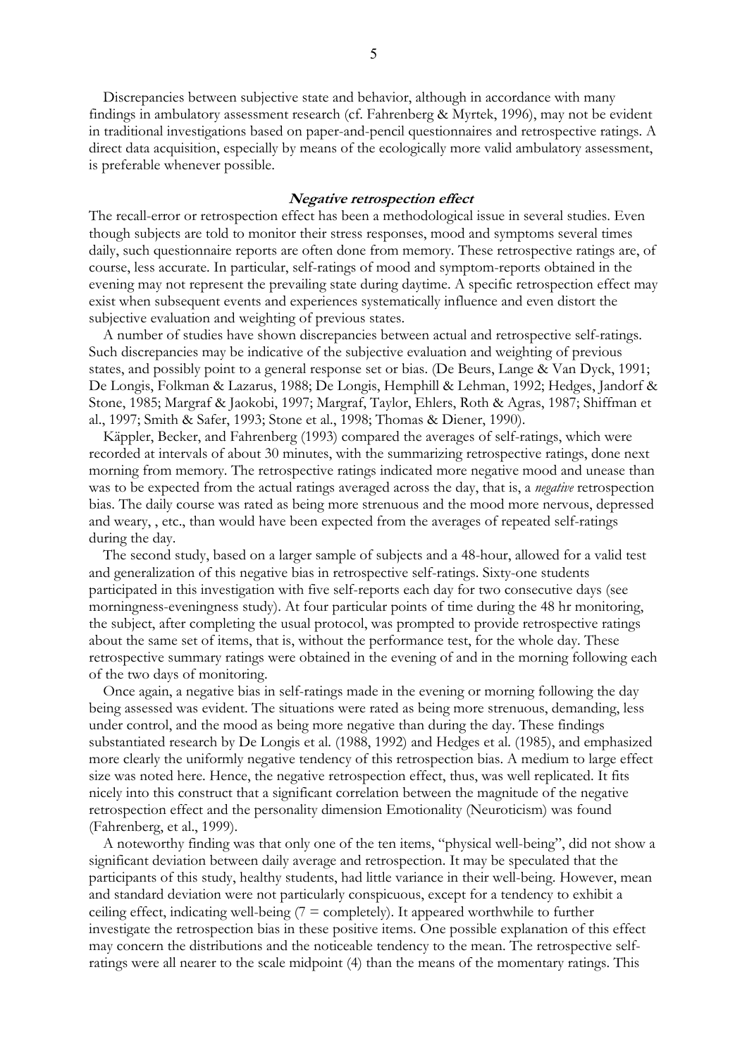Discrepancies between subjective state and behavior, although in accordance with many findings in ambulatory assessment research (cf. Fahrenberg & Myrtek, 1996), may not be evident in traditional investigations based on paper-and-pencil questionnaires and retrospective ratings. A direct data acquisition, especially by means of the ecologically more valid ambulatory assessment, is preferable whenever possible.

### ***Negative retrospection effect***

The recall-error or retrospection effect has been a methodological issue in several studies. Even though subjects are told to monitor their stress responses, mood and symptoms several times daily, such questionnaire reports are often done from memory. These retrospective ratings are, of course, less accurate. In particular, self-ratings of mood and symptom-reports obtained in the evening may not represent the prevailing state during daytime. A specific retrospection effect may exist when subsequent events and experiences systematically influence and even distort the subjective evaluation and weighting of previous states.

A number of studies have shown discrepancies between actual and retrospective self-ratings. Such discrepancies may be indicative of the subjective evaluation and weighting of previous states, and possibly point to a general response set or bias. (De Beurs, Lange & Van Dyck, 1991; De Longis, Folkman & Lazarus, 1988; De Longis, Hemphill & Lehman, 1992; Hedges, Jandorf & Stone, 1985; Margraf & Jaokobi, 1997; Margraf, Taylor, Ehlers, Roth & Agras, 1987; Shiffman et al., 1997; Smith & Safer, 1993; Stone et al., 1998; Thomas & Diener, 1990).

Käppler, Becker, and Fahrenberg (1993) compared the averages of self-ratings, which were recorded at intervals of about 30 minutes, with the summarizing retrospective ratings, done next morning from memory. The retrospective ratings indicated more negative mood and unease than was to be expected from the actual ratings averaged across the day, that is, a *negative* retrospection bias. The daily course was rated as being more strenuous and the mood more nervous, depressed and weary, , etc., than would have been expected from the averages of repeated self-ratings during the day.

The second study, based on a larger sample of subjects and a 48-hour, allowed for a valid test and generalization of this negative bias in retrospective self-ratings. Sixty-one students participated in this investigation with five self-reports each day for two consecutive days (see morningness-eveningness study). At four particular points of time during the 48 hr monitoring, the subject, after completing the usual protocol, was prompted to provide retrospective ratings about the same set of items, that is, without the performance test, for the whole day. These retrospective summary ratings were obtained in the evening of and in the morning following each of the two days of monitoring.

Once again, a negative bias in self-ratings made in the evening or morning following the day being assessed was evident. The situations were rated as being more strenuous, demanding, less under control, and the mood as being more negative than during the day. These findings substantiated research by De Longis et al. (1988, 1992) and Hedges et al. (1985), and emphasized more clearly the uniformly negative tendency of this retrospection bias. A medium to large effect size was noted here. Hence, the negative retrospection effect, thus, was well replicated. It fits nicely into this construct that a significant correlation between the magnitude of the negative retrospection effect and the personality dimension Emotionality (Neuroticism) was found (Fahrenberg, et al., 1999).

A noteworthy finding was that only one of the ten items, "physical well-being", did not show a significant deviation between daily average and retrospection. It may be speculated that the participants of this study, healthy students, had little variance in their well-being. However, mean and standard deviation were not particularly conspicuous, except for a tendency to exhibit a ceiling effect, indicating well-being (7 = completely). It appeared worthwhile to further investigate the retrospection bias in these positive items. One possible explanation of this effect may concern the distributions and the noticeable tendency to the mean. The retrospective self-ratings were all nearer to the scale midpoint (4) than the means of the momentary ratings. This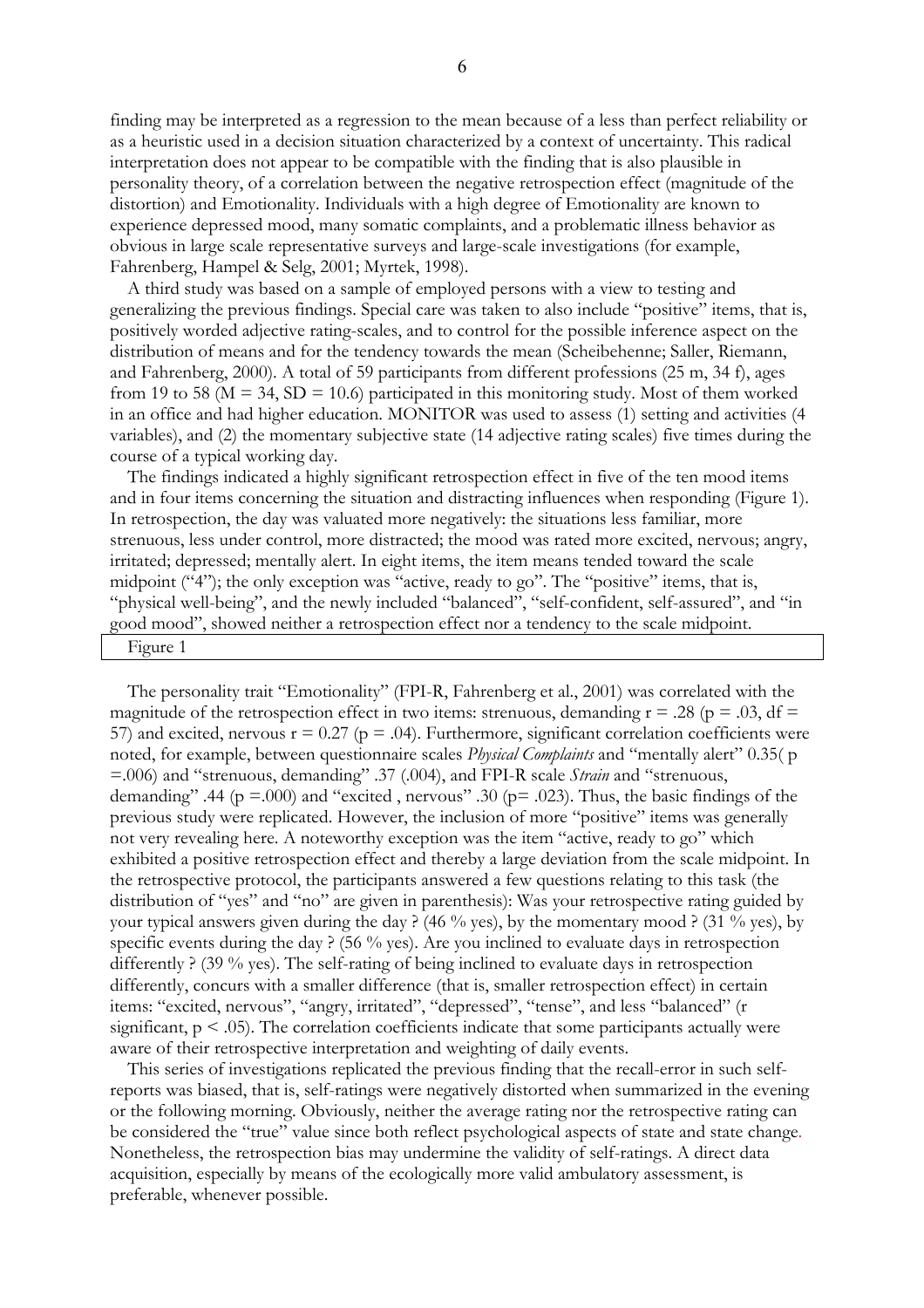finding may be interpreted as a regression to the mean because of a less than perfect reliability or as a heuristic used in a decision situation characterized by a context of uncertainty. This radical interpretation does not appear to be compatible with the finding that is also plausible in personality theory, of a correlation between the negative retrospection effect (magnitude of the distortion) and Emotionality. Individuals with a high degree of Emotionality are known to experience depressed mood, many somatic complaints, and a problematic illness behavior as obvious in large scale representative surveys and large-scale investigations (for example, Fahrenberg, Hampel & Selg, 2001; Myrtek, 1998).

A third study was based on a sample of employed persons with a view to testing and generalizing the previous findings. Special care was taken to also include "positive" items, that is, positively worded adjective rating-scales, and to control for the possible inference aspect on the distribution of means and for the tendency towards the mean (Scheibehenne; Saller, Riemann, and Fahrenberg, 2000). A total of 59 participants from different professions (25 m, 34 f), ages from 19 to 58 ($M = 34$, $SD = 10.6$) participated in this monitoring study. Most of them worked in an office and had higher education. MONITOR was used to assess (1) setting and activities (4 variables), and (2) the momentary subjective state (14 adjective rating scales) five times during the course of a typical working day.

The findings indicated a highly significant retrospection effect in five of the ten mood items and in four items concerning the situation and distracting influences when responding (Figure 1). In retrospection, the day was valuated more negatively: the situations less familiar, more strenuous, less under control, more distracted; the mood was rated more excited, nervous; angry, irritated; depressed; mentally alert. In eight items, the item means tended toward the scale midpoint ("4"); the only exception was "active, ready to go". The "positive" items, that is, "physical well-being", and the newly included "balanced", "self-confident, self-assured", and "in good mood", showed neither a retrospection effect nor a tendency to the scale midpoint.

Figure 1

The personality trait "Emotionality" (FPI-R, Fahrenberg et al., 2001) was correlated with the magnitude of the retrospection effect in two items: strenuous, demanding $r = .28$ ($p = .03$, $df = 57$) and excited, nervous $r = 0.27$ ($p = .04$). Furthermore, significant correlation coefficients were noted, for example, between questionnaire scales *Physical Complaints* and "mentally alert" 0.35( $p = .006$) and "strenuous, demanding" .37 (.004), and FPI-R scale *Strain* and "strenuous, demanding" .44 ($p = .000$) and "excited , nervous" .30 ($p = .023$). Thus, the basic findings of the previous study were replicated. However, the inclusion of more "positive" items was generally not very revealing here. A noteworthy exception was the item "active, ready to go" which exhibited a positive retrospection effect and thereby a large deviation from the scale midpoint. In the retrospective protocol, the participants answered a few questions relating to this task (the distribution of "yes" and "no" are given in parenthesis): Was your retrospective rating guided by your typical answers given during the day ? (46 % yes), by the momentary mood ? (31 % yes), by specific events during the day ? (56 % yes). Are you inclined to evaluate days in retrospection differently ? (39 % yes). The self-rating of being inclined to evaluate days in retrospection differently, concurs with a smaller difference (that is, smaller retrospection effect) in certain items: "excited, nervous", "angry, irritated", "depressed", "tense", and less "balanced" (r significant, $p < .05$). The correlation coefficients indicate that some participants actually were aware of their retrospective interpretation and weighting of daily events.

This series of investigations replicated the previous finding that the recall-error in such self-reports was biased, that is, self-ratings were negatively distorted when summarized in the evening or the following morning. Obviously, neither the average rating nor the retrospective rating can be considered the "true" value since both reflect psychological aspects of state and state change. Nonetheless, the retrospection bias may undermine the validity of self-ratings. A direct data acquisition, especially by means of the ecologically more valid ambulatory assessment, is preferable, whenever possible.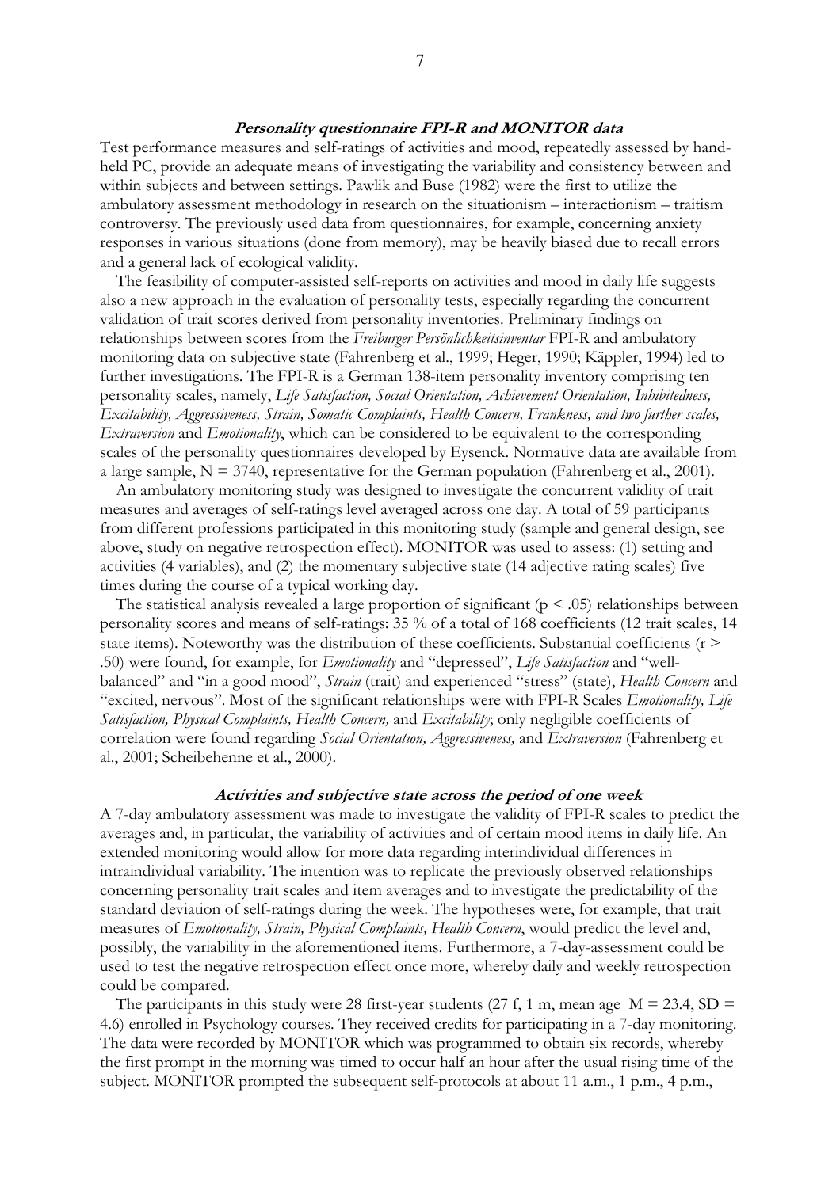### Personality questionnaire FPI-R and MONITOR data

Test performance measures and self-ratings of activities and mood, repeatedly assessed by hand-held PC, provide an adequate means of investigating the variability and consistency between and within subjects and between settings. Pawlik and Buse (1982) were the first to utilize the ambulatory assessment methodology in research on the situationism – interactionism – traitism controversy. The previously used data from questionnaires, for example, concerning anxiety responses in various situations (done from memory), may be heavily biased due to recall errors and a general lack of ecological validity.

The feasibility of computer-assisted self-reports on activities and mood in daily life suggests also a new approach in the evaluation of personality tests, especially regarding the concurrent validation of trait scores derived from personality inventories. Preliminary findings on relationships between scores from the *Freiburger Persönlichkeitsinventar* FPI-R and ambulatory monitoring data on subjective state (Fahrenberg et al., 1999; Heger, 1990; Käppler, 1994) led to further investigations. The FPI-R is a German 138-item personality inventory comprising ten personality scales, namely, *Life Satisfaction, Social Orientation, Achievement Orientation, Inhibitedness, Excitability, Aggressiveness, Strain, Somatic Complaints, Health Concern, Frankness, and two further scales, Extraversion* and *Emotionality*, which can be considered to be equivalent to the corresponding scales of the personality questionnaires developed by Eysenck. Normative data are available from a large sample, N = 3740, representative for the German population (Fahrenberg et al., 2001).

An ambulatory monitoring study was designed to investigate the concurrent validity of trait measures and averages of self-ratings level averaged across one day. A total of 59 participants from different professions participated in this monitoring study (sample and general design, see above, study on negative retrospection effect). MONITOR was used to assess: (1) setting and activities (4 variables), and (2) the momentary subjective state (14 adjective rating scales) five times during the course of a typical working day.

The statistical analysis revealed a large proportion of significant ($p < .05$) relationships between personality scores and means of self-ratings: 35 % of a total of 168 coefficients (12 trait scales, 14 state items). Noteworthy was the distribution of these coefficients. Substantial coefficients ($r > .50$) were found, for example, for *Emotionality* and "depressed", *Life Satisfaction* and "well-balanced" and "in a good mood", *Strain* (trait) and experienced "stress" (state), *Health Concern* and "excited, nervous". Most of the significant relationships were with FPI-R Scales *Emotionality, Life Satisfaction, Physical Complaints, Health Concern,* and *Excitability*; only negligible coefficients of correlation were found regarding *Social Orientation, Aggressiveness,* and *Extraversion* (Fahrenberg et al., 2001; Scheibehenne et al., 2000).

### Activities and subjective state across the period of one week

A 7-day ambulatory assessment was made to investigate the validity of FPI-R scales to predict the averages and, in particular, the variability of activities and of certain mood items in daily life. An extended monitoring would allow for more data regarding interindividual differences in intraindividual variability. The intention was to replicate the previously observed relationships concerning personality trait scales and item averages and to investigate the predictability of the standard deviation of self-ratings during the week. The hypotheses were, for example, that trait measures of *Emotionality, Strain, Physical Complaints, Health Concern*, would predict the level and, possibly, the variability in the aforementioned items. Furthermore, a 7-day-assessment could be used to test the negative retrospection effect once more, whereby daily and weekly retrospection could be compared.

The participants in this study were 28 first-year students (27 f, 1 m, mean age M = 23.4, SD = 4.6) enrolled in Psychology courses. They received credits for participating in a 7-day monitoring. The data were recorded by MONITOR which was programmed to obtain six records, whereby the first prompt in the morning was timed to occur half an hour after the usual rising time of the subject. MONITOR prompted the subsequent self-protocols at about 11 a.m., 1 p.m., 4 p.m.,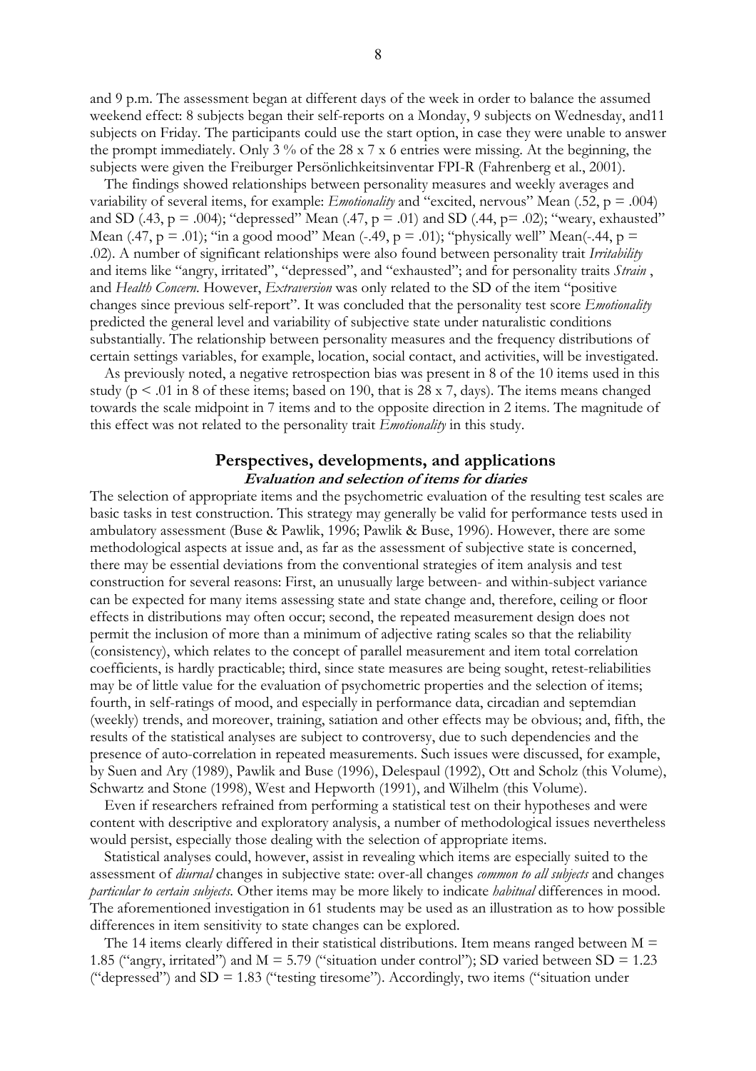and 9 p.m. The assessment began at different days of the week in order to balance the assumed weekend effect: 8 subjects began their self-reports on a Monday, 9 subjects on Wednesday, and11 subjects on Friday. The participants could use the start option, in case they were unable to answer the prompt immediately. Only 3 % of the 28 x 7 x 6 entries were missing. At the beginning, the subjects were given the Freiburger Persönlichkeitsinventar FPI-R (Fahrenberg et al., 2001).

The findings showed relationships between personality measures and weekly averages and variability of several items, for example: *Emotionality* and "excited, nervous" Mean (.52, $p = .004$) and SD (.43, $p = .004$); "depressed" Mean (.47, $p = .01$) and SD (.44, $p= .02$); "weary, exhausted" Mean (.47, $p = .01$); "in a good mood" Mean (-.49, $p = .01$); "physically well" Mean(-.44, $p = .02$). A number of significant relationships were also found between personality trait *Irritability* and items like "angry, irritated", "depressed", and "exhausted"; and for personality traits *Strain* , and *Health Concern*. However, *Extraversion* was only related to the SD of the item "positive changes since previous self-report". It was concluded that the personality test score *Emotionality* predicted the general level and variability of subjective state under naturalistic conditions substantially. The relationship between personality measures and the frequency distributions of certain settings variables, for example, location, social contact, and activities, will be investigated.

As previously noted, a negative retrospection bias was present in 8 of the 10 items used in this study ($p < .01$ in 8 of these items; based on 190, that is 28 x 7, days). The items means changed towards the scale midpoint in 7 items and to the opposite direction in 2 items. The magnitude of this effect was not related to the personality trait *Emotionality* in this study.

## Perspectives, developments, and applications

### *Evaluation and selection of items for diaries*

The selection of appropriate items and the psychometric evaluation of the resulting test scales are basic tasks in test construction. This strategy may generally be valid for performance tests used in ambulatory assessment (Buse & Pawlik, 1996; Pawlik & Buse, 1996). However, there are some methodological aspects at issue and, as far as the assessment of subjective state is concerned, there may be essential deviations from the conventional strategies of item analysis and test construction for several reasons: First, an unusually large between- and within-subject variance can be expected for many items assessing state and state change and, therefore, ceiling or floor effects in distributions may often occur; second, the repeated measurement design does not permit the inclusion of more than a minimum of adjective rating scales so that the reliability (consistency), which relates to the concept of parallel measurement and item total correlation coefficients, is hardly practicable; third, since state measures are being sought, retest-reliabilities may be of little value for the evaluation of psychometric properties and the selection of items; fourth, in self-ratings of mood, and especially in performance data, circadian and septemdian (weekly) trends, and moreover, training, satiation and other effects may be obvious; and, fifth, the results of the statistical analyses are subject to controversy, due to such dependencies and the presence of auto-correlation in repeated measurements. Such issues were discussed, for example, by Suen and Ary (1989), Pawlik and Buse (1996), Delespaul (1992), Ott and Scholz (this Volume), Schwartz and Stone (1998), West and Hepworth (1991), and Wilhelm (this Volume).

Even if researchers refrained from performing a statistical test on their hypotheses and were content with descriptive and exploratory analysis, a number of methodological issues nevertheless would persist, especially those dealing with the selection of appropriate items.

Statistical analyses could, however, assist in revealing which items are especially suited to the assessment of *diurnal* changes in subjective state: over-all changes *common to all subjects* and changes *particular to certain subjects*. Other items may be more likely to indicate *habitual* differences in mood. The aforementioned investigation in 61 students may be used as an illustration as to how possible differences in item sensitivity to state changes can be explored.

The 14 items clearly differed in their statistical distributions. Item means ranged between $M = 1.85$ ("angry, irritated") and $M = 5.79$ ("situation under control"); SD varied between $SD = 1.23$ ("depressed") and $SD = 1.83$ ("testing tiresome"). Accordingly, two items ("situation under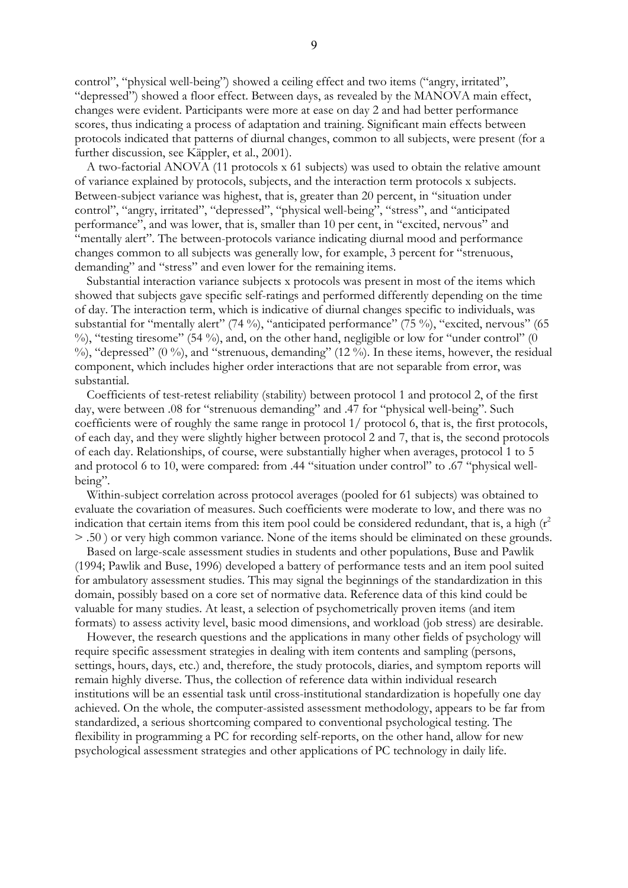control", "physical well-being") showed a ceiling effect and two items ("angry, irritated", "depressed") showed a floor effect. Between days, as revealed by the MANOVA main effect, changes were evident. Participants were more at ease on day 2 and had better performance scores, thus indicating a process of adaptation and training. Significant main effects between protocols indicated that patterns of diurnal changes, common to all subjects, were present (for a further discussion, see Käppler, et al., 2001).

A two-factorial ANOVA (11 protocols x 61 subjects) was used to obtain the relative amount of variance explained by protocols, subjects, and the interaction term protocols x subjects. Between-subject variance was highest, that is, greater than 20 percent, in "situation under control", "angry, irritated", "depressed", "physical well-being", "stress", and "anticipated performance", and was lower, that is, smaller than 10 per cent, in "excited, nervous" and "mentally alert". The between-protocols variance indicating diurnal mood and performance changes common to all subjects was generally low, for example, 3 percent for "strenuous, demanding" and "stress" and even lower for the remaining items.

Substantial interaction variance subjects x protocols was present in most of the items which showed that subjects gave specific self-ratings and performed differently depending on the time of day. The interaction term, which is indicative of diurnal changes specific to individuals, was substantial for "mentally alert" (74 %), "anticipated performance" (75 %), "excited, nervous" (65 %), "testing tiresome" (54 %), and, on the other hand, negligible or low for "under control" (0 %), "depressed" (0 %), and "strenuous, demanding" (12 %). In these items, however, the residual component, which includes higher order interactions that are not separable from error, was substantial.

Coefficients of test-retest reliability (stability) between protocol 1 and protocol 2, of the first day, were between .08 for "strenuous demanding" and .47 for "physical well-being". Such coefficients were of roughly the same range in protocol 1/ protocol 6, that is, the first protocols, of each day, and they were slightly higher between protocol 2 and 7, that is, the second protocols of each day. Relationships, of course, were substantially higher when averages, protocol 1 to 5 and protocol 6 to 10, were compared: from .44 "situation under control" to .67 "physical well-being".

Within-subject correlation across protocol averages (pooled for 61 subjects) was obtained to evaluate the covariation of measures. Such coefficients were moderate to low, and there was no indication that certain items from this item pool could be considered redundant, that is, a high ($r^2 > .50$ ) or very high common variance. None of the items should be eliminated on these grounds.

Based on large-scale assessment studies in students and other populations, Buse and Pawlik (1994; Pawlik and Buse, 1996) developed a battery of performance tests and an item pool suited for ambulatory assessment studies. This may signal the beginnings of the standardization in this domain, possibly based on a core set of normative data. Reference data of this kind could be valuable for many studies. At least, a selection of psychometrically proven items (and item formats) to assess activity level, basic mood dimensions, and workload (job stress) are desirable.

However, the research questions and the applications in many other fields of psychology will require specific assessment strategies in dealing with item contents and sampling (persons, settings, hours, days, etc.) and, therefore, the study protocols, diaries, and symptom reports will remain highly diverse. Thus, the collection of reference data within individual research institutions will be an essential task until cross-institutional standardization is hopefully one day achieved. On the whole, the computer-assisted assessment methodology, appears to be far from standardized, a serious shortcoming compared to conventional psychological testing. The flexibility in programming a PC for recording self-reports, on the other hand, allow for new psychological assessment strategies and other applications of PC technology in daily life.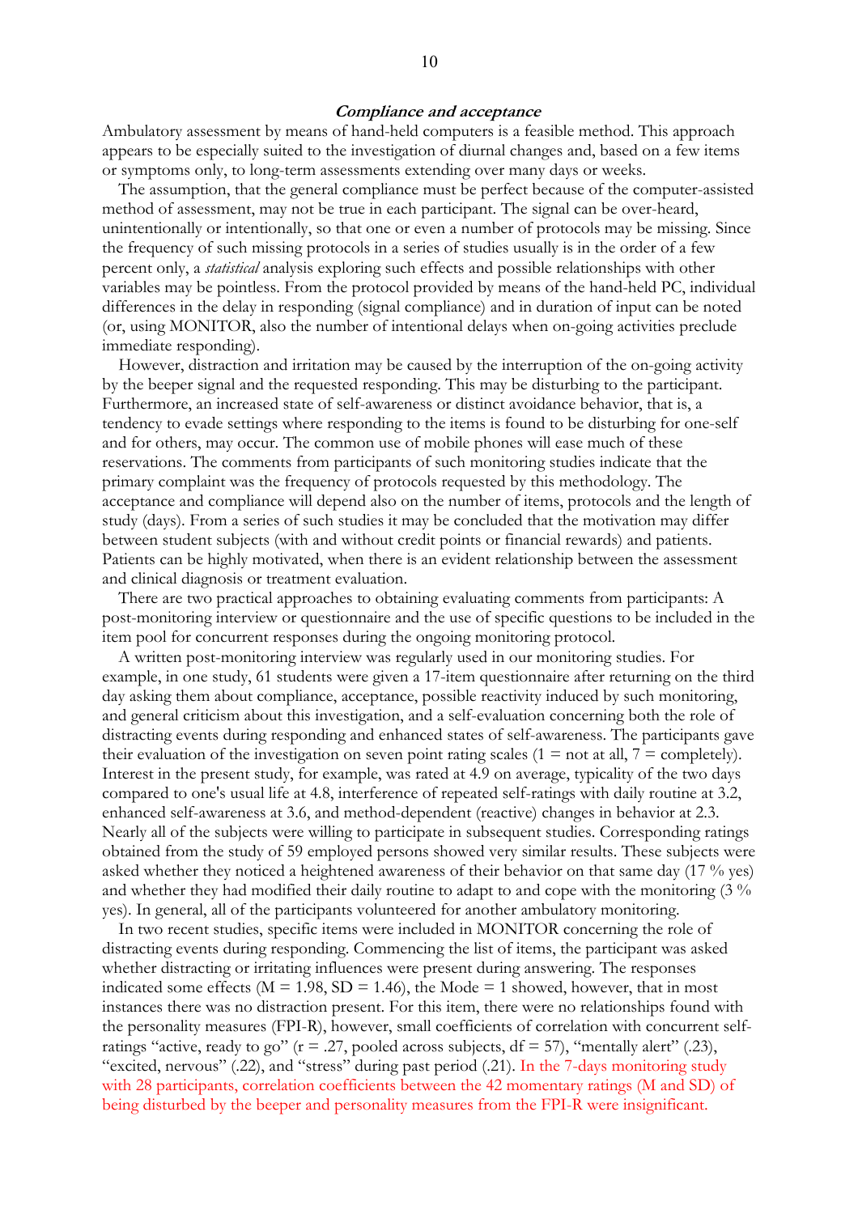### ***Compliance and acceptance***

Ambulatory assessment by means of hand-held computers is a feasible method. This approach appears to be especially suited to the investigation of diurnal changes and, based on a few items or symptoms only, to long-term assessments extending over many days or weeks.

The assumption, that the general compliance must be perfect because of the computer-assisted method of assessment, may not be true in each participant. The signal can be over-heard, unintentionally or intentionally, so that one or even a number of protocols may be missing. Since the frequency of such missing protocols in a series of studies usually is in the order of a few percent only, a *statistical* analysis exploring such effects and possible relationships with other variables may be pointless. From the protocol provided by means of the hand-held PC, individual differences in the delay in responding (signal compliance) and in duration of input can be noted (or, using MONITOR, also the number of intentional delays when on-going activities preclude immediate responding).

However, distraction and irritation may be caused by the interruption of the on-going activity by the beeper signal and the requested responding. This may be disturbing to the participant. Furthermore, an increased state of self-awareness or distinct avoidance behavior, that is, a tendency to evade settings where responding to the items is found to be disturbing for one-self and for others, may occur. The common use of mobile phones will ease much of these reservations. The comments from participants of such monitoring studies indicate that the primary complaint was the frequency of protocols requested by this methodology. The acceptance and compliance will depend also on the number of items, protocols and the length of study (days). From a series of such studies it may be concluded that the motivation may differ between student subjects (with and without credit points or financial rewards) and patients. Patients can be highly motivated, when there is an evident relationship between the assessment and clinical diagnosis or treatment evaluation.

There are two practical approaches to obtaining evaluating comments from participants: A post-monitoring interview or questionnaire and the use of specific questions to be included in the item pool for concurrent responses during the ongoing monitoring protocol.

A written post-monitoring interview was regularly used in our monitoring studies. For example, in one study, 61 students were given a 17-item questionnaire after returning on the third day asking them about compliance, acceptance, possible reactivity induced by such monitoring, and general criticism about this investigation, and a self-evaluation concerning both the role of distracting events during responding and enhanced states of self-awareness. The participants gave their evaluation of the investigation on seven point rating scales (1 = not at all, 7 = completely). Interest in the present study, for example, was rated at 4.9 on average, typicality of the two days compared to one's usual life at 4.8, interference of repeated self-ratings with daily routine at 3.2, enhanced self-awareness at 3.6, and method-dependent (reactive) changes in behavior at 2.3. Nearly all of the subjects were willing to participate in subsequent studies. Corresponding ratings obtained from the study of 59 employed persons showed very similar results. These subjects were asked whether they noticed a heightened awareness of their behavior on that same day (17 % yes) and whether they had modified their daily routine to adapt to and cope with the monitoring (3 % yes). In general, all of the participants volunteered for another ambulatory monitoring.

In two recent studies, specific items were included in MONITOR concerning the role of distracting events during responding. Commencing the list of items, the participant was asked whether distracting or irritating influences were present during answering. The responses indicated some effects ($M = 1.98$, $SD = 1.46$), the Mode = 1 showed, however, that in most instances there was no distraction present. For this item, there were no relationships found with the personality measures (FPI-R), however, small coefficients of correlation with concurrent self-ratings "active, ready to go" ($r = .27$, pooled across subjects, $df = 57$), "mentally alert" (.23), "excited, nervous" (.22), and "stress" during past period (.21). In the 7-days monitoring study with 28 participants, correlation coefficients between the 42 momentary ratings (M and SD) of being disturbed by the beeper and personality measures from the FPI-R were insignificant.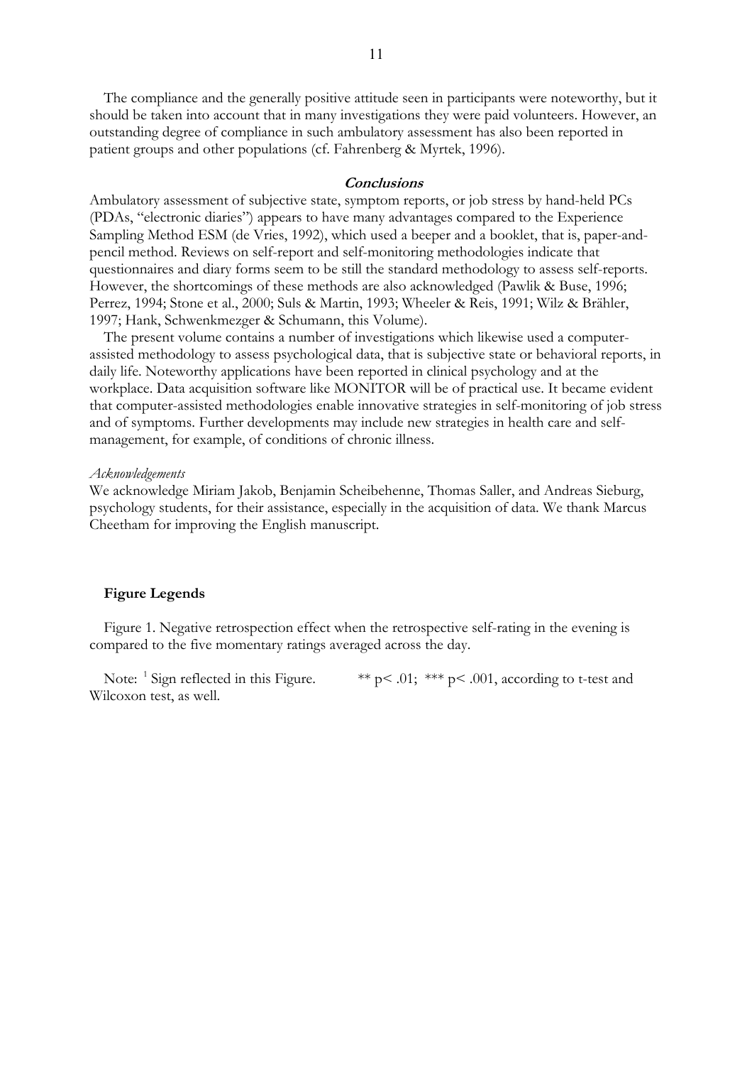The compliance and the generally positive attitude seen in participants were noteworthy, but it should be taken into account that in many investigations they were paid volunteers. However, an outstanding degree of compliance in such ambulatory assessment has also been reported in patient groups and other populations (cf. Fahrenberg & Myrtek, 1996).

## *Conclusions*

Ambulatory assessment of subjective state, symptom reports, or job stress by hand-held PCs (PDAs, "electronic diaries") appears to have many advantages compared to the Experience Sampling Method ESM (de Vries, 1992), which used a beeper and a booklet, that is, paper-and-pencil method. Reviews on self-report and self-monitoring methodologies indicate that questionnaires and diary forms seem to be still the standard methodology to assess self-reports. However, the shortcomings of these methods are also acknowledged (Pawlik & Buse, 1996; Perrez, 1994; Stone et al., 2000; Suls & Martin, 1993; Wheeler & Reis, 1991; Wilz & Brähler, 1997; Hank, Schwenkmezger & Schumann, this Volume).

The present volume contains a number of investigations which likewise used a computer-assisted methodology to assess psychological data, that is subjective state or behavioral reports, in daily life. Noteworthy applications have been reported in clinical psychology and at the workplace. Data acquisition software like MONITOR will be of practical use. It became evident that computer-assisted methodologies enable innovative strategies in self-monitoring of job stress and of symptoms. Further developments may include new strategies in health care and self-management, for example, of conditions of chronic illness.

*Acknowledgements*

We acknowledge Miriam Jakob, Benjamin Scheibehenne, Thomas Saller, and Andreas Sieburg, psychology students, for their assistance, especially in the acquisition of data. We thank Marcus Cheetham for improving the English manuscript.

### Figure Legends

Figure 1. Negative retrospection effect when the retrospective self-rating in the evening is compared to the five momentary ratings averaged across the day.

Note: [1] Sign reflected in this Figure. ** $p < .01$; *** $p < .001$, according to t-test and Wilcoxon test, as well.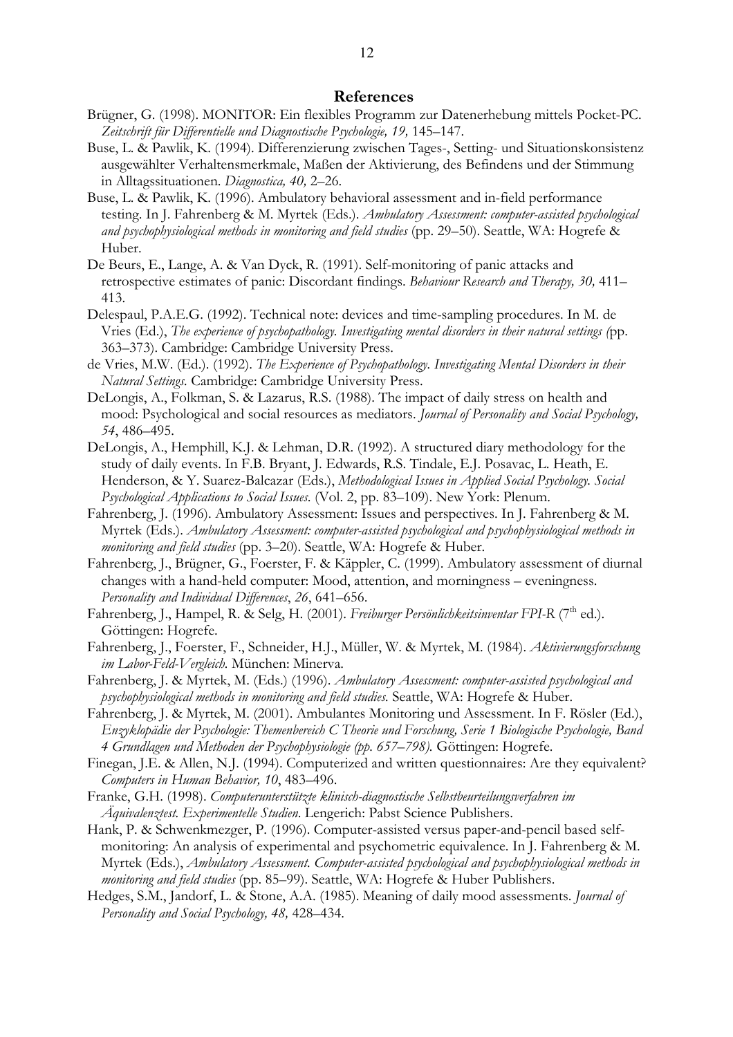## References

Brügner, G. (1998). MONITOR: Ein flexibles Programm zur Datenerhebung mittels Pocket-PC. *Zeitschrift für Differentielle und Diagnostische Psychologie, 19,* 145–147.

Buse, L. & Pawlik, K. (1994). Differenzierung zwischen Tages-, Setting- und Situationskonsistenz ausgewählter Verhaltensmerkmale, Maßen der Aktivierung, des Befindens und der Stimmung in Alltagssituationen. *Diagnostica, 40,* 2–26.

Buse, L. & Pawlik, K. (1996). Ambulatory behavioral assessment and in-field performance testing. In J. Fahrenberg & M. Myrtek (Eds.). *Ambulatory Assessment: computer-assisted psychological and psychophysiological methods in monitoring and field studies* (pp. 29–50). Seattle, WA: Hogrefe & Huber.

De Beurs, E., Lange, A. & Van Dyck, R. (1991). Self-monitoring of panic attacks and retrospective estimates of panic: Discordant findings. *Behaviour Research and Therapy, 30,* 411–413.

Delespaul, P.A.E.G. (1992). Technical note: devices and time-sampling procedures. In M. de Vries (Ed.), *The experience of psychopathology. Investigating mental disorders in their natural settings (*pp. 363–373). Cambridge: Cambridge University Press.

de Vries, M.W. (Ed.). (1992). *The Experience of Psychopathology. Investigating Mental Disorders in their Natural Settings.* Cambridge: Cambridge University Press.

DeLongis, A., Folkman, S. & Lazarus, R.S. (1988). The impact of daily stress on health and mood: Psychological and social resources as mediators. *Journal of Personality and Social Psychology, 54*, 486–495.

DeLongis, A., Hemphill, K.J. & Lehman, D.R. (1992). A structured diary methodology for the study of daily events. In F.B. Bryant, J. Edwards, R.S. Tindale, E.J. Posavac, L. Heath, E. Henderson, & Y. Suarez-Balcazar (Eds.), *Methodological Issues in Applied Social Psychology. Social Psychological Applications to Social Issues.* (Vol. 2, pp. 83–109). New York: Plenum.

Fahrenberg, J. (1996). Ambulatory Assessment: Issues and perspectives. In J. Fahrenberg & M. Myrtek (Eds.). *Ambulatory Assessment: computer-assisted psychological and psychophysiological methods in monitoring and field studies* (pp. 3–20). Seattle, WA: Hogrefe & Huber.

Fahrenberg, J., Brügner, G., Foerster, F. & Käppler, C. (1999). Ambulatory assessment of diurnal changes with a hand-held computer: Mood, attention, and morningness – eveningness. *Personality and Individual Differences*, *26*, 641–656.

Fahrenberg, J., Hampel, R. & Selg, H. (2001). *Freiburger Persönlichkeitsinventar FPI-R* (7th ed.). Göttingen: Hogrefe.

Fahrenberg, J., Foerster, F., Schneider, H.J., Müller, W. & Myrtek, M. (1984). *Aktivierungsforschung im Labor-Feld-Vergleich.* München: Minerva.

Fahrenberg, J. & Myrtek, M. (Eds.) (1996). *Ambulatory Assessment: computer-assisted psychological and psychophysiological methods in monitoring and field studies.* Seattle, WA: Hogrefe & Huber.

Fahrenberg, J. & Myrtek, M. (2001). Ambulantes Monitoring und Assessment. In F. Rösler (Ed.), *Enzyklopädie der Psychologie: Themenbereich C Theorie und Forschung, Serie 1 Biologische Psychologie, Band 4 Grundlagen und Methoden der Psychophysiologie (pp. 657–798).* Göttingen: Hogrefe.

Finegan, J.E. & Allen, N.J. (1994). Computerized and written questionnaires: Are they equivalent? *Computers in Human Behavior, 10*, 483–496.

Franke, G.H. (1998). *Computerunterstützte klinisch-diagnostische Selbstbeurteilungsverfahren im Äquivalenztest. Experimentelle Studien.* Lengerich: Pabst Science Publishers.

Hank, P. & Schwenkmezger, P. (1996). Computer-assisted versus paper-and-pencil based self-monitoring: An analysis of experimental and psychometric equivalence. In J. Fahrenberg & M. Myrtek (Eds.), *Ambulatory Assessment. Computer-assisted psychological and psychophysiological methods in monitoring and field studies* (pp. 85–99). Seattle, WA: Hogrefe & Huber Publishers.

Hedges, S.M., Jandorf, L. & Stone, A.A. (1985). Meaning of daily mood assessments. *Journal of Personality and Social Psychology, 48,* 428–434.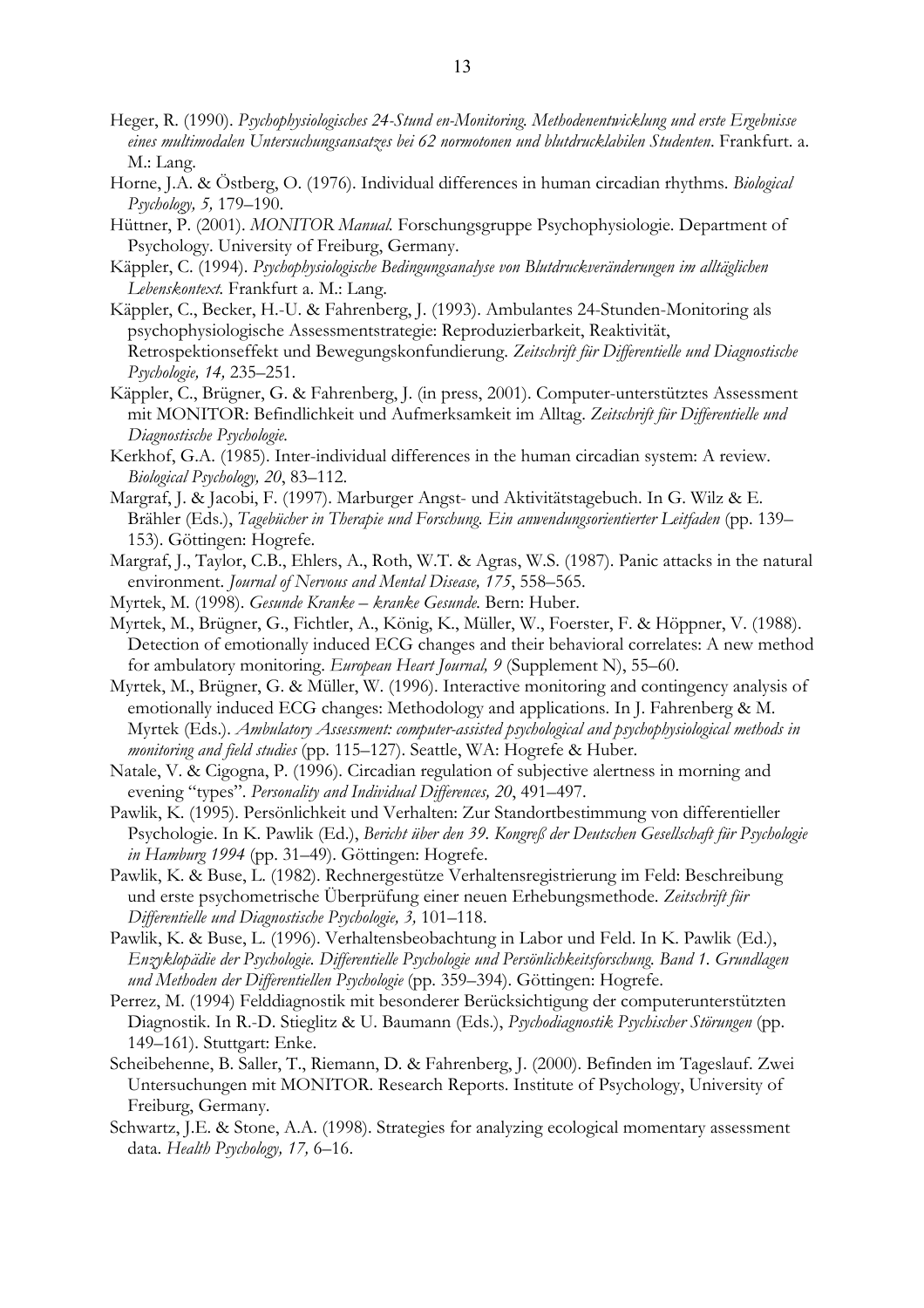Heger, R. (1990). *Psychophysiologisches 24-Stund en-Monitoring. Methodenentwicklung und erste Ergebnisse eines multimodalen Untersuchungsansatzes bei 62 normotonen und blutdrucklabilen Studenten*. Frankfurt. a. M.: Lang.

Horne, J.A. & Östberg, O. (1976). Individual differences in human circadian rhythms. *Biological Psychology, 5,* 179–190.

Hüttner, P. (2001). *MONITOR Manual.* Forschungsgruppe Psychophysiologie. Department of Psychology. University of Freiburg, Germany.

Käppler, C. (1994). *Psychophysiologische Bedingungsanalyse von Blutdruckveränderungen im alltäglichen Lebenskontext.* Frankfurt a. M.: Lang.

Käppler, C., Becker, H.-U. & Fahrenberg, J. (1993). Ambulantes 24-Stunden-Monitoring als psychophysiologische Assessmentstrategie: Reproduzierbarkeit, Reaktivität, Retrospektionseffekt und Bewegungskonfundierung. *Zeitschrift für Differentielle und Diagnostische Psychologie, 14,* 235–251.

Käppler, C., Brügner, G. & Fahrenberg, J. (in press, 2001). Computer-unterstütztes Assessment mit MONITOR: Befindlichkeit und Aufmerksamkeit im Alltag. *Zeitschrift für Differentielle und Diagnostische Psychologie.*

Kerkhof, G.A. (1985). Inter-individual differences in the human circadian system: A review. *Biological Psychology, 20*, 83–112.

Margraf, J. & Jacobi, F. (1997). Marburger Angst- und Aktivitätstagebuch. In G. Wilz & E. Brähler (Eds.), *Tagebücher in Therapie und Forschung. Ein anwendungsorientierter Leitfaden* (pp. 139–153). Göttingen: Hogrefe.

Margraf, J., Taylor, C.B., Ehlers, A., Roth, W.T. & Agras, W.S. (1987). Panic attacks in the natural environment. *Journal of Nervous and Mental Disease, 175*, 558–565.

Myrtek, M. (1998). *Gesunde Kranke – kranke Gesunde.* Bern: Huber.

Myrtek, M., Brügner, G., Fichtler, A., König, K., Müller, W., Foerster, F. & Höppner, V. (1988). Detection of emotionally induced ECG changes and their behavioral correlates: A new method for ambulatory monitoring. *European Heart Journal, 9* (Supplement N), 55–60.

Myrtek, M., Brügner, G. & Müller, W. (1996). Interactive monitoring and contingency analysis of emotionally induced ECG changes: Methodology and applications. In J. Fahrenberg & M. Myrtek (Eds.). *Ambulatory Assessment: computer-assisted psychological and psychophysiological methods in monitoring and field studies* (pp. 115–127). Seattle, WA: Hogrefe & Huber.

Natale, V. & Cigogna, P. (1996). Circadian regulation of subjective alertness in morning and evening "types". *Personality and Individual Differences, 20*, 491–497.

Pawlik, K. (1995). Persönlichkeit und Verhalten: Zur Standortbestimmung von differentieller Psychologie. In K. Pawlik (Ed.), *Bericht über den 39. Kongreß der Deutschen Gesellschaft für Psychologie in Hamburg 1994* (pp. 31–49). Göttingen: Hogrefe.

Pawlik, K. & Buse, L. (1982). Rechnergestütze Verhaltensregistrierung im Feld: Beschreibung und erste psychometrische Überprüfung einer neuen Erhebungsmethode. *Zeitschrift für Differentielle und Diagnostische Psychologie, 3,* 101–118.

Pawlik, K. & Buse, L. (1996). Verhaltensbeobachtung in Labor und Feld. In K. Pawlik (Ed.), *Enzyklopädie der Psychologie. Differentielle Psychologie und Persönlichkeitsforschung. Band 1. Grundlagen und Methoden der Differentiellen Psychologie* (pp. 359–394). Göttingen: Hogrefe.

Perrez, M. (1994) Felddiagnostik mit besonderer Berücksichtigung der computerunterstützten Diagnostik. In R.-D. Stieglitz & U. Baumann (Eds.), *Psychodiagnostik Psychischer Störungen* (pp. 149–161). Stuttgart: Enke.

Scheibehenne, B. Saller, T., Riemann, D. & Fahrenberg, J. (2000). Befinden im Tageslauf. Zwei Untersuchungen mit MONITOR. Research Reports. Institute of Psychology, University of Freiburg, Germany.

Schwartz, J.E. & Stone, A.A. (1998). Strategies for analyzing ecological momentary assessment data. *Health Psychology, 17,* 6–16.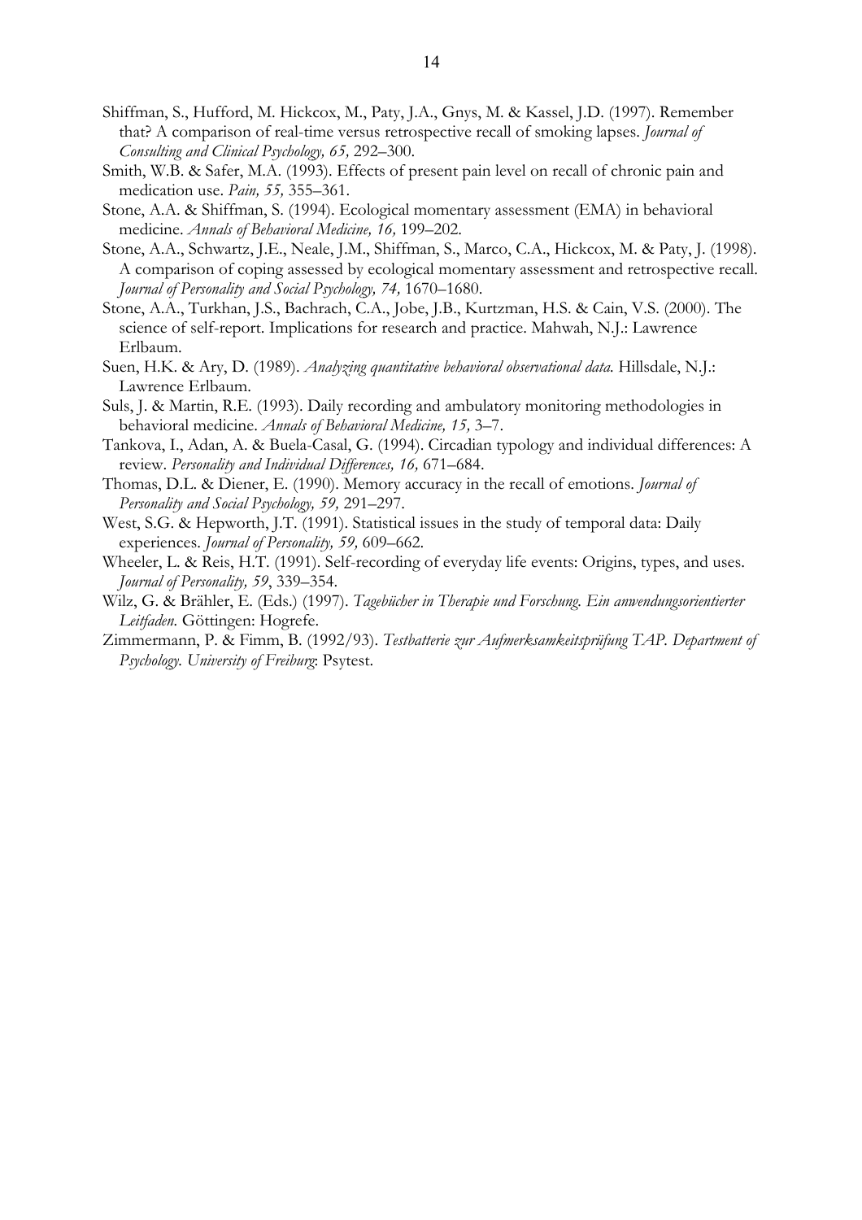Shiffman, S., Hufford, M. Hickcox, M., Paty, J.A., Gnys, M. & Kassel, J.D. (1997). Remember that? A comparison of real-time versus retrospective recall of smoking lapses. *Journal of Consulting and Clinical Psychology, 65,* 292–300.

Smith, W.B. & Safer, M.A. (1993). Effects of present pain level on recall of chronic pain and medication use. *Pain, 55,* 355–361.

Stone, A.A. & Shiffman, S. (1994). Ecological momentary assessment (EMA) in behavioral medicine. *Annals of Behavioral Medicine, 16,* 199–202.

Stone, A.A., Schwartz, J.E., Neale, J.M., Shiffman, S., Marco, C.A., Hickcox, M. & Paty, J. (1998). A comparison of coping assessed by ecological momentary assessment and retrospective recall. *Journal of Personality and Social Psychology, 74,* 1670–1680.

Stone, A.A., Turkhan, J.S., Bachrach, C.A., Jobe, J.B., Kurtzman, H.S. & Cain, V.S. (2000). The science of self-report. Implications for research and practice. Mahwah, N.J.: Lawrence Erlbaum.

Suen, H.K. & Ary, D. (1989). *Analyzing quantitative behavioral observational data.* Hillsdale, N.J.: Lawrence Erlbaum.

Suls, J. & Martin, R.E. (1993). Daily recording and ambulatory monitoring methodologies in behavioral medicine. *Annals of Behavioral Medicine, 15,* 3–7.

Tankova, I., Adan, A. & Buela-Casal, G. (1994). Circadian typology and individual differences: A review. *Personality and Individual Differences, 16,* 671–684.

Thomas, D.L. & Diener, E. (1990). Memory accuracy in the recall of emotions. *Journal of Personality and Social Psychology, 59,* 291–297.

West, S.G. & Hepworth, J.T. (1991). Statistical issues in the study of temporal data: Daily experiences. *Journal of Personality, 59,* 609–662.

Wheeler, L. & Reis, H.T. (1991). Self-recording of everyday life events: Origins, types, and uses. *Journal of Personality, 59*, 339–354.

Wilz, G. & Brähler, E. (Eds.) (1997). *Tagebücher in Therapie und Forschung. Ein anwendungsorientierter Leitfaden.* Göttingen: Hogrefe.

Zimmermann, P. & Fimm, B. (1992/93). *Testbatterie zur Aufmerksamkeitsprüfung TAP. Department of Psychology. University of Freiburg*: Psytest.